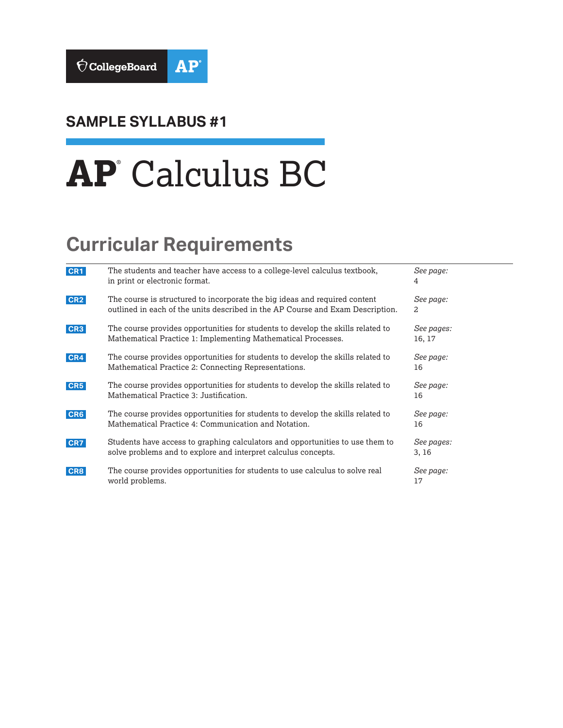CollegeBoard AP

## SAMPLE SYLLABUS #1

# AP® Calculus BC

## Curricular Requirements

| | | |
|---|---|---|
| CR1 | The students and teacher have access to a college-level calculus textbook, in print or electronic format. | *See page:* 4 |
| CR2 | The course is structured to incorporate the big ideas and required content outlined in each of the units described in the AP Course and Exam Description. | *See page:* 2 |
| CR3 | The course provides opportunities for students to develop the skills related to Mathematical Practice 1: Implementing Mathematical Processes. | *See pages:* 16, 17 |
| CR4 | The course provides opportunities for students to develop the skills related to Mathematical Practice 2: Connecting Representations. | *See page:* 16 |
| CR5 | The course provides opportunities for students to develop the skills related to Mathematical Practice 3: Justification. | *See page:* 16 |
| CR6 | The course provides opportunities for students to develop the skills related to Mathematical Practice 4: Communication and Notation. | *See page:* 16 |
| CR7 | Students have access to graphing calculators and opportunities to use them to solve problems and to explore and interpret calculus concepts. | *See pages:* 3, 16 |
| CR8 | The course provides opportunities for students to use calculus to solve real world problems. | *See page:* 17 |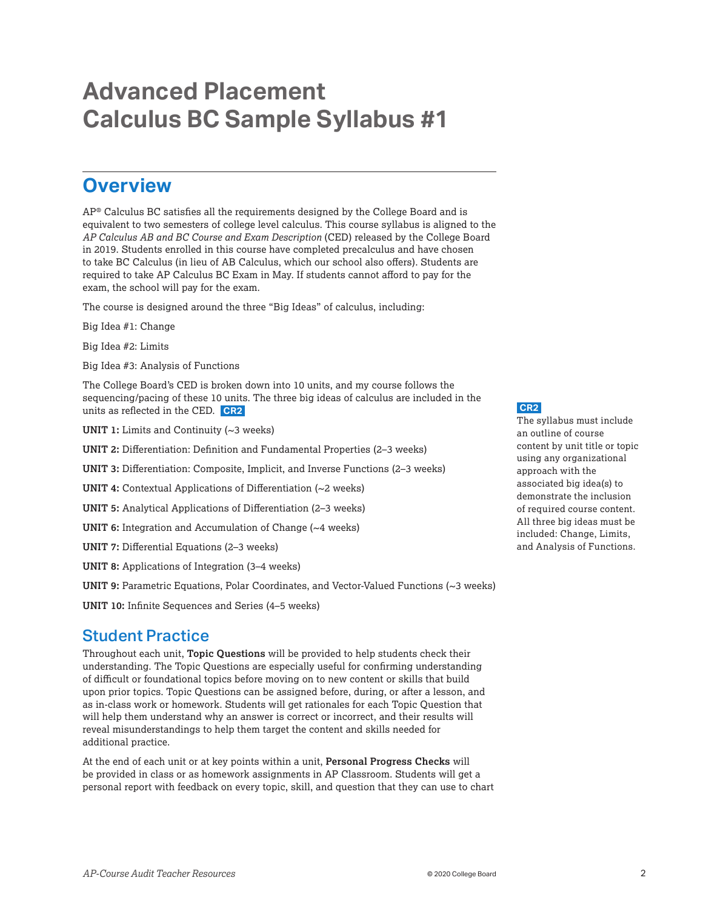# Advanced Placement Calculus BC Sample Syllabus #1

## Overview

AP® Calculus BC satisfies all the requirements designed by the College Board and is equivalent to two semesters of college level calculus. This course syllabus is aligned to the *AP Calculus AB and BC Course and Exam Description* (CED) released by the College Board in 2019. Students enrolled in this course have completed precalculus and have chosen to take BC Calculus (in lieu of AB Calculus, which our school also offers). Students are required to take AP Calculus BC Exam in May. If students cannot afford to pay for the exam, the school will pay for the exam.

The course is designed around the three "Big Ideas" of calculus, including:

Big Idea #1: Change

Big Idea #2: Limits

Big Idea #3: Analysis of Functions

The College Board's CED is broken down into 10 units, and my course follows the sequencing/pacing of these 10 units. The three big ideas of calculus are included in the units as reflected in the CED. **CR2**

**CR2**
The syllabus must include an outline of course content by unit title or topic using any organizational approach with the associated big idea(s) to demonstrate the inclusion of required course content. All three big ideas must be included: Change, Limits, and Analysis of Functions.

**UNIT 1:** Limits and Continuity (~3 weeks)

**UNIT 2:** Differentiation: Definition and Fundamental Properties (2–3 weeks)

**UNIT 3:** Differentiation: Composite, Implicit, and Inverse Functions (2–3 weeks)

**UNIT 4:** Contextual Applications of Differentiation (~2 weeks)

**UNIT 5:** Analytical Applications of Differentiation (2–3 weeks)

**UNIT 6:** Integration and Accumulation of Change (~4 weeks)

**UNIT 7:** Differential Equations (2–3 weeks)

**UNIT 8:** Applications of Integration (3–4 weeks)

**UNIT 9:** Parametric Equations, Polar Coordinates, and Vector-Valued Functions (~3 weeks)

**UNIT 10:** Infinite Sequences and Series (4–5 weeks)

## Student Practice

Throughout each unit, **Topic Questions** will be provided to help students check their understanding. The Topic Questions are especially useful for confirming understanding of difficult or foundational topics before moving on to new content or skills that build upon prior topics. Topic Questions can be assigned before, during, or after a lesson, and as in-class work or homework. Students will get rationales for each Topic Question that will help them understand why an answer is correct or incorrect, and their results will reveal misunderstandings to help them target the content and skills needed for additional practice.

At the end of each unit or at key points within a unit, **Personal Progress Checks** will be provided in class or as homework assignments in AP Classroom. Students will get a personal report with feedback on every topic, skill, and question that they can use to chart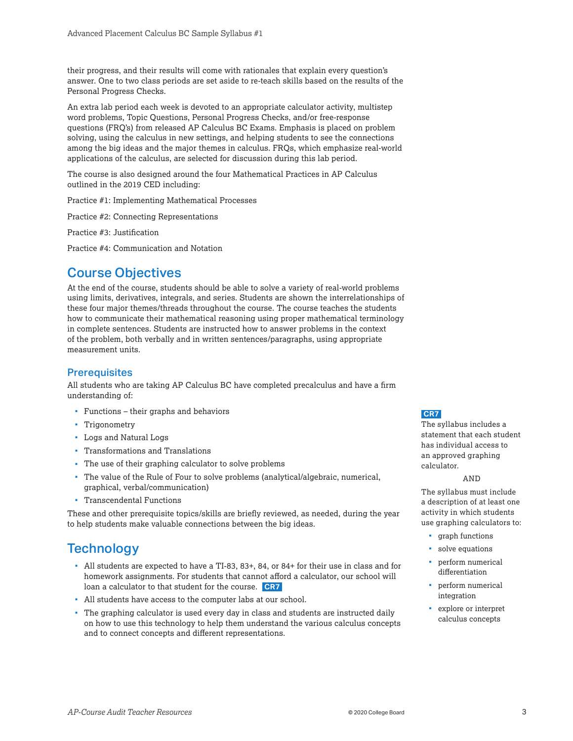their progress, and their results will come with rationales that explain every question's answer. One to two class periods are set aside to re-teach skills based on the results of the Personal Progress Checks.

An extra lab period each week is devoted to an appropriate calculator activity, multistep word problems, Topic Questions, Personal Progress Checks, and/or free-response questions (FRQ's) from released AP Calculus BC Exams. Emphasis is placed on problem solving, using the calculus in new settings, and helping students to see the connections among the big ideas and the major themes in calculus. FRQs, which emphasize real-world applications of the calculus, are selected for discussion during this lab period.

The course is also designed around the four Mathematical Practices in AP Calculus outlined in the 2019 CED including:

Practice #1: Implementing Mathematical Processes

Practice #2: Connecting Representations

Practice #3: Justification

Practice #4: Communication and Notation

## Course Objectives

At the end of the course, students should be able to solve a variety of real-world problems using limits, derivatives, integrals, and series. Students are shown the interrelationships of these four major themes/threads throughout the course. The course teaches the students how to communicate their mathematical reasoning using proper mathematical terminology in complete sentences. Students are instructed how to answer problems in the context of the problem, both verbally and in written sentences/paragraphs, using appropriate measurement units.

### Prerequisites

All students who are taking AP Calculus BC have completed precalculus and have a firm understanding of:

- Functions – their graphs and behaviors
- Trigonometry
- Logs and Natural Logs
- Transformations and Translations
- The use of their graphing calculator to solve problems
- The value of the Rule of Four to solve problems (analytical/algebraic, numerical, graphical, verbal/communication)
- Transcendental Functions

These and other prerequisite topics/skills are briefly reviewed, as needed, during the year to help students make valuable connections between the big ideas.

## Technology

- All students are expected to have a TI-83, 83+, 84, or 84+ for their use in class and for homework assignments. For students that cannot afford a calculator, our school will loan a calculator to that student for the course. **CR7**
- All students have access to the computer labs at our school.
- The graphing calculator is used every day in class and students are instructed daily on how to use this technology to help them understand the various calculus concepts and to connect concepts and different representations.

**CR7**

The syllabus includes a statement that each student has individual access to an approved graphing calculator.

AND

The syllabus must include a description of at least one activity in which students use graphing calculators to:

- graph functions
- solve equations
- perform numerical differentiation
- perform numerical integration
- explore or interpret calculus concepts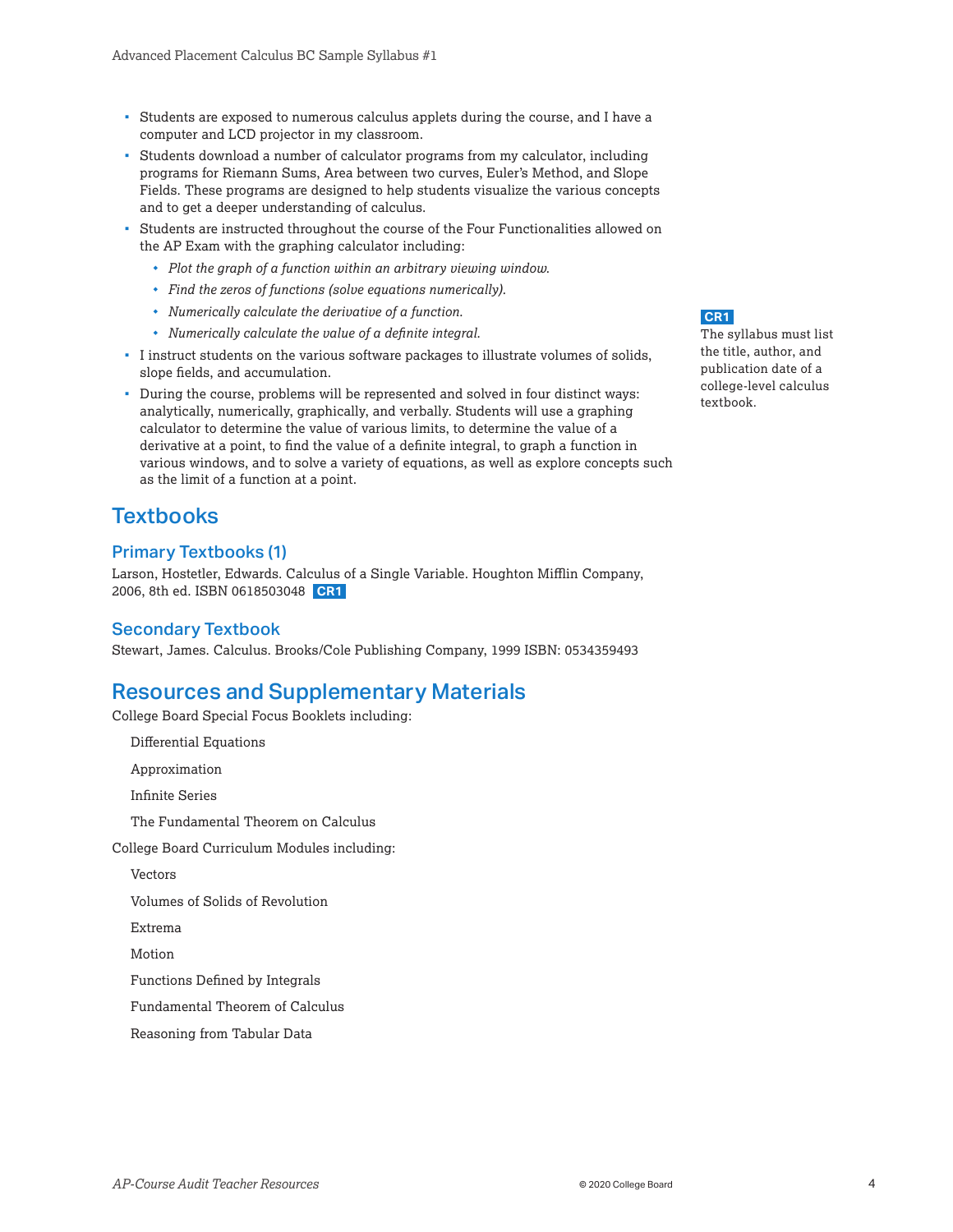- Students are exposed to numerous calculus applets during the course, and I have a computer and LCD projector in my classroom.
- Students download a number of calculator programs from my calculator, including programs for Riemann Sums, Area between two curves, Euler's Method, and Slope Fields. These programs are designed to help students visualize the various concepts and to get a deeper understanding of calculus.
- Students are instructed throughout the course of the Four Functionalities allowed on the AP Exam with the graphing calculator including:
  - *Plot the graph of a function within an arbitrary viewing window.*
  - *Find the zeros of functions (solve equations numerically).*
  - *Numerically calculate the derivative of a function.*
  - *Numerically calculate the value of a definite integral.*
- I instruct students on the various software packages to illustrate volumes of solids, slope fields, and accumulation.
- During the course, problems will be represented and solved in four distinct ways: analytically, numerically, graphically, and verbally. Students will use a graphing calculator to determine the value of various limits, to determine the value of a derivative at a point, to find the value of a definite integral, to graph a function in various windows, and to solve a variety of equations, as well as explore concepts such as the limit of a function at a point.

**CR1**
The syllabus must list the title, author, and publication date of a college-level calculus textbook.

# Textbooks

## Primary Textbooks (1)

Larson, Hostetler, Edwards. Calculus of a Single Variable. Houghton Mifflin Company, 2006, 8th ed. ISBN 0618503048 **CR1**

## Secondary Textbook

Stewart, James. Calculus. Brooks/Cole Publishing Company, 1999 ISBN: 0534359493

# Resources and Supplementary Materials

College Board Special Focus Booklets including:

- Differential Equations
- Approximation
- Infinite Series
- The Fundamental Theorem on Calculus

College Board Curriculum Modules including:

- Vectors
- Volumes of Solids of Revolution
- Extrema
- Motion
- Functions Defined by Integrals
- Fundamental Theorem of Calculus
- Reasoning from Tabular Data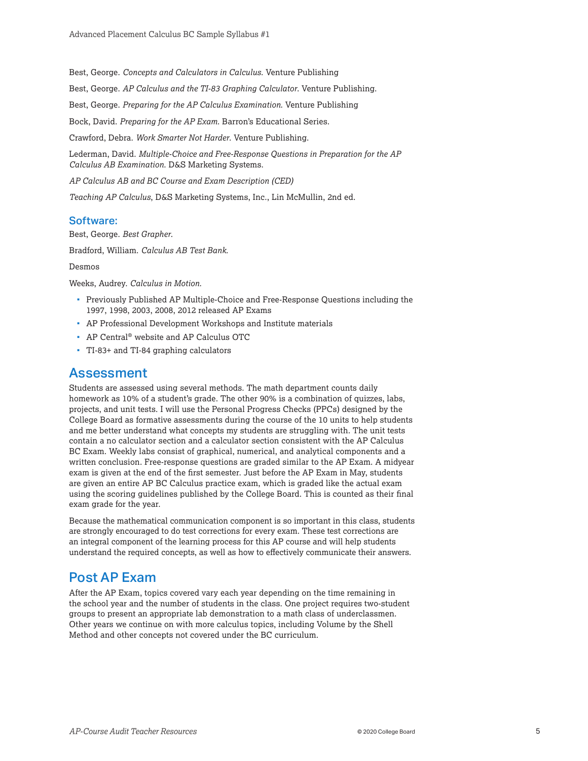Best, George. *Concepts and Calculators in Calculus*. Venture Publishing

Best, George. *AP Calculus and the TI-83 Graphing Calculator*. Venture Publishing.

Best, George. *Preparing for the AP Calculus Examination*. Venture Publishing

Bock, David. *Preparing for the AP Exam*. Barron's Educational Series.

Crawford, Debra. *Work Smarter Not Harder*. Venture Publishing.

Lederman, David. *Multiple-Choice and Free-Response Questions in Preparation for the AP Calculus AB Examination*. D&S Marketing Systems.

*AP Calculus AB and BC Course and Exam Description (CED)*

*Teaching AP Calculus*, D&S Marketing Systems, Inc., Lin McMullin, 2nd ed.

### Software:

Best, George. *Best Grapher*.

Bradford, William. *Calculus AB Test Bank*.

Desmos

Weeks, Audrey. *Calculus in Motion*.

- Previously Published AP Multiple-Choice and Free-Response Questions including the 1997, 1998, 2003, 2008, 2012 released AP Exams
- AP Professional Development Workshops and Institute materials
- AP Central® website and AP Calculus OTC
- TI-83+ and TI-84 graphing calculators

## Assessment

Students are assessed using several methods. The math department counts daily homework as 10% of a student's grade. The other 90% is a combination of quizzes, labs, projects, and unit tests. I will use the Personal Progress Checks (PPCs) designed by the College Board as formative assessments during the course of the 10 units to help students and me better understand what concepts my students are struggling with. The unit tests contain a no calculator section and a calculator section consistent with the AP Calculus BC Exam. Weekly labs consist of graphical, numerical, and analytical components and a written conclusion. Free-response questions are graded similar to the AP Exam. A midyear exam is given at the end of the first semester. Just before the AP Exam in May, students are given an entire AP BC Calculus practice exam, which is graded like the actual exam using the scoring guidelines published by the College Board. This is counted as their final exam grade for the year.

Because the mathematical communication component is so important in this class, students are strongly encouraged to do test corrections for every exam. These test corrections are an integral component of the learning process for this AP course and will help students understand the required concepts, as well as how to effectively communicate their answers.

## Post AP Exam

After the AP Exam, topics covered vary each year depending on the time remaining in the school year and the number of students in the class. One project requires two-student groups to present an appropriate lab demonstration to a math class of underclassmen. Other years we continue on with more calculus topics, including Volume by the Shell Method and other concepts not covered under the BC curriculum.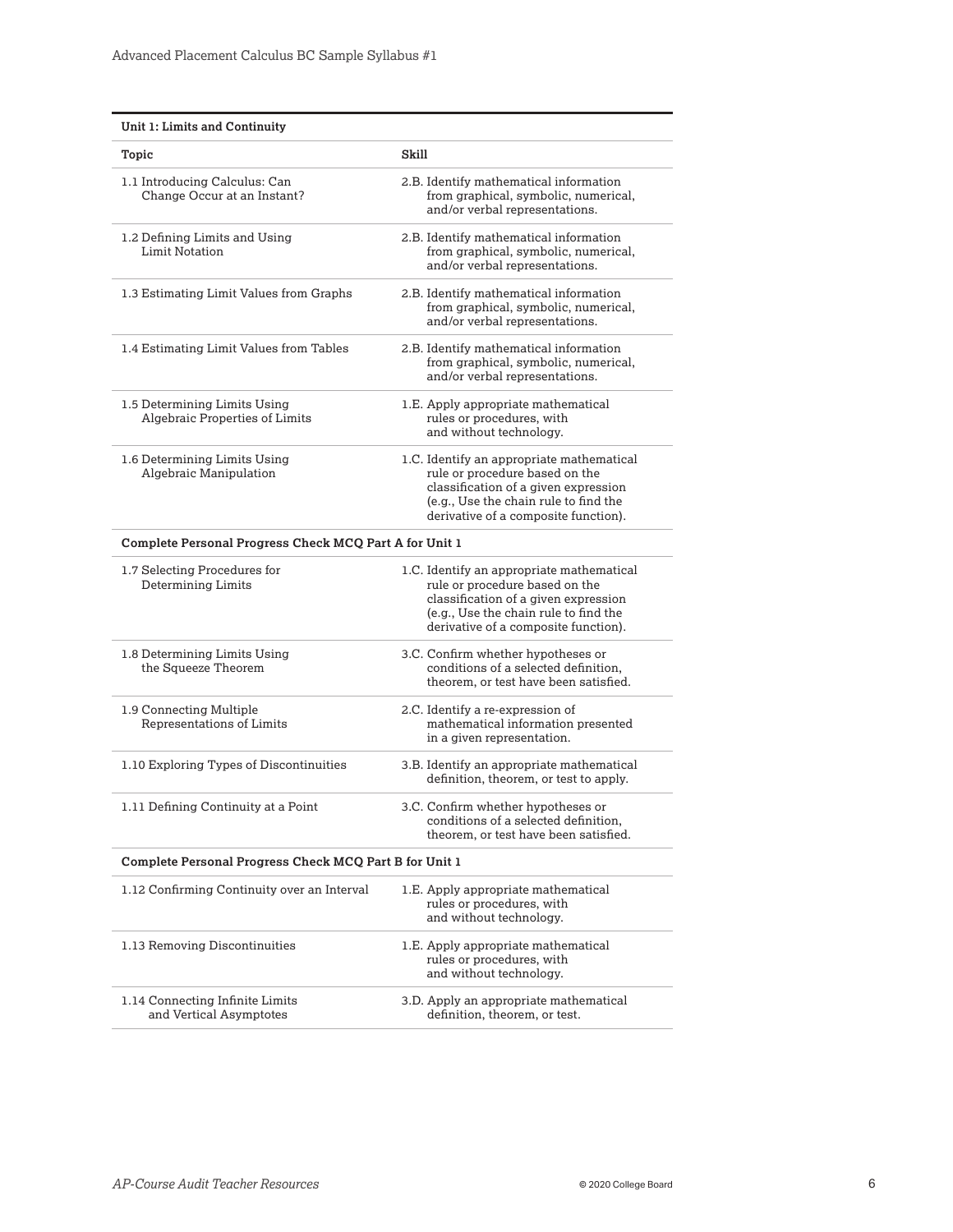| Unit 1: Limits and Continuity | |
|---|---|
| **Topic** | **Skill** |
| 1.1 Introducing Calculus: Can Change Occur at an Instant? | 2.B. Identify mathematical information from graphical, symbolic, numerical, and/or verbal representations. |
| 1.2 Defining Limits and Using Limit Notation | 2.B. Identify mathematical information from graphical, symbolic, numerical, and/or verbal representations. |
| 1.3 Estimating Limit Values from Graphs | 2.B. Identify mathematical information from graphical, symbolic, numerical, and/or verbal representations. |
| 1.4 Estimating Limit Values from Tables | 2.B. Identify mathematical information from graphical, symbolic, numerical, and/or verbal representations. |
| 1.5 Determining Limits Using Algebraic Properties of Limits | 1.E. Apply appropriate mathematical rules or procedures, with and without technology. |
| 1.6 Determining Limits Using Algebraic Manipulation | 1.C. Identify an appropriate mathematical rule or procedure based on the classification of a given expression (e.g., Use the chain rule to find the derivative of a composite function). |
| **Complete Personal Progress Check MCQ Part A for Unit 1** | |
| 1.7 Selecting Procedures for Determining Limits | 1.C. Identify an appropriate mathematical rule or procedure based on the classification of a given expression (e.g., Use the chain rule to find the derivative of a composite function). |
| 1.8 Determining Limits Using the Squeeze Theorem | 3.C. Confirm whether hypotheses or conditions of a selected definition, theorem, or test have been satisfied. |
| 1.9 Connecting Multiple Representations of Limits | 2.C. Identify a re-expression of mathematical information presented in a given representation. |
| 1.10 Exploring Types of Discontinuities | 3.B. Identify an appropriate mathematical definition, theorem, or test to apply. |
| 1.11 Defining Continuity at a Point | 3.C. Confirm whether hypotheses or conditions of a selected definition, theorem, or test have been satisfied. |
| **Complete Personal Progress Check MCQ Part B for Unit 1** | |
| 1.12 Confirming Continuity over an Interval | 1.E. Apply appropriate mathematical rules or procedures, with and without technology. |
| 1.13 Removing Discontinuities | 1.E. Apply appropriate mathematical rules or procedures, with and without technology. |
| 1.14 Connecting Infinite Limits and Vertical Asymptotes | 3.D. Apply an appropriate mathematical definition, theorem, or test. |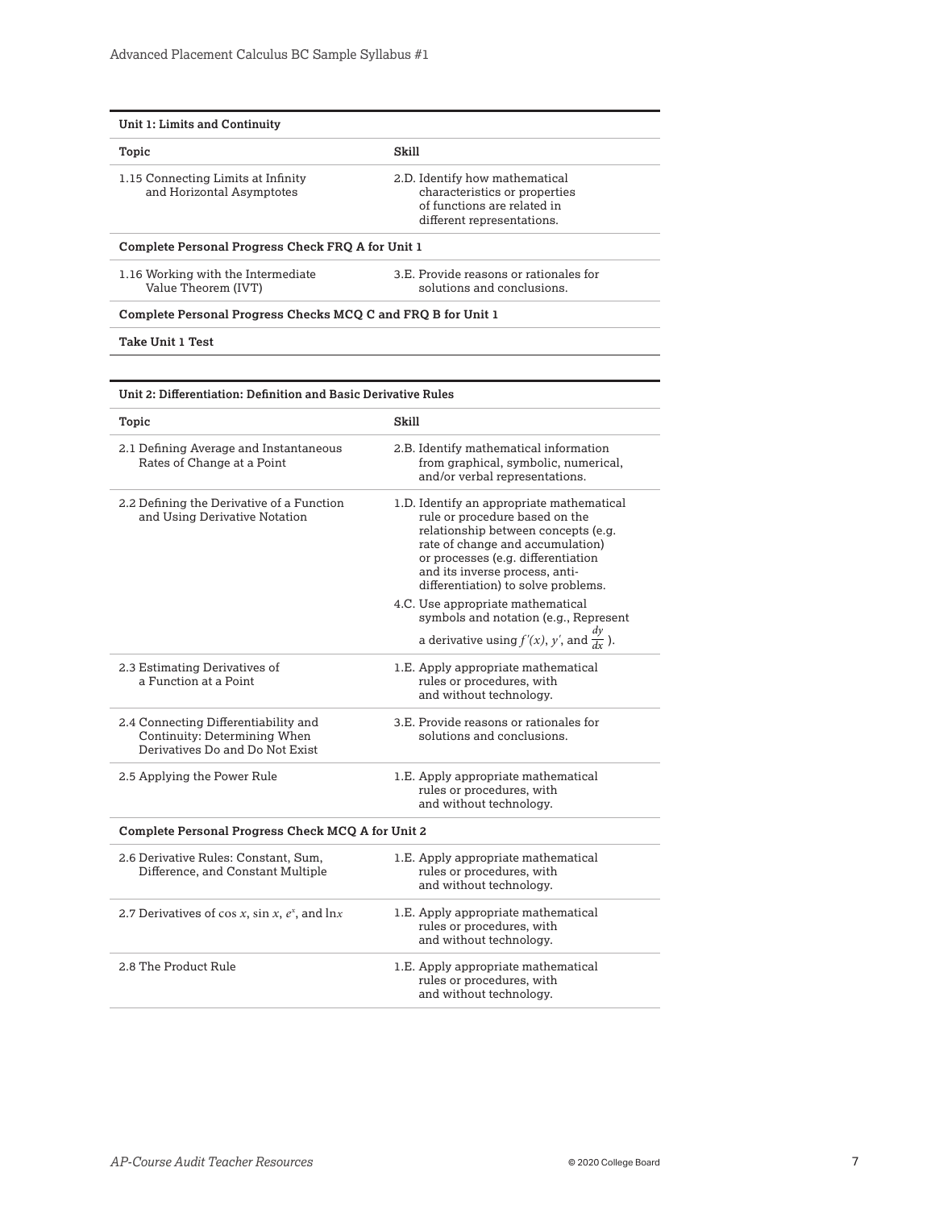| Unit 1: Limits and Continuity | |
|---|---|
| **Topic** | **Skill** |
| 1.15 Connecting Limits at Infinity and Horizontal Asymptotes | 2.D. Identify how mathematical characteristics or properties of functions are related in different representations. |
| **Complete Personal Progress Check FRQ A for Unit 1** | |
| 1.16 Working with the Intermediate Value Theorem (IVT) | 3.E. Provide reasons or rationales for solutions and conclusions. |
| **Complete Personal Progress Checks MCQ C and FRQ B for Unit 1** | |
| **Take Unit 1 Test** | |

| Unit 2: Differentiation: Definition and Basic Derivative Rules | |
|---|---|
| **Topic** | **Skill** |
| 2.1 Defining Average and Instantaneous Rates of Change at a Point | 2.B. Identify mathematical information from graphical, symbolic, numerical, and/or verbal representations. |
| 2.2 Defining the Derivative of a Function and Using Derivative Notation | 1.D. Identify an appropriate mathematical rule or procedure based on the relationship between concepts (e.g. rate of change and accumulation) or processes (e.g. differentiation and its inverse process, anti-differentiation) to solve problems. 4.C. Use appropriate mathematical symbols and notation (e.g., Represent a derivative using $f'(x)$, $y'$, and $\frac{dy}{dx}$ ). |
| 2.3 Estimating Derivatives of a Function at a Point | 1.E. Apply appropriate mathematical rules or procedures, with and without technology. |
| 2.4 Connecting Differentiability and Continuity: Determining When Derivatives Do and Do Not Exist | 3.E. Provide reasons or rationales for solutions and conclusions. |
| 2.5 Applying the Power Rule | 1.E. Apply appropriate mathematical rules or procedures, with and without technology. |
| **Complete Personal Progress Check MCQ A for Unit 2** | |
| 2.6 Derivative Rules: Constant, Sum, Difference, and Constant Multiple | 1.E. Apply appropriate mathematical rules or procedures, with and without technology. |
| 2.7 Derivatives of $\cos x$, $\sin x$, $e^x$, and $\ln x$ | 1.E. Apply appropriate mathematical rules or procedures, with and without technology. |
| 2.8 The Product Rule | 1.E. Apply appropriate mathematical rules or procedures, with and without technology. |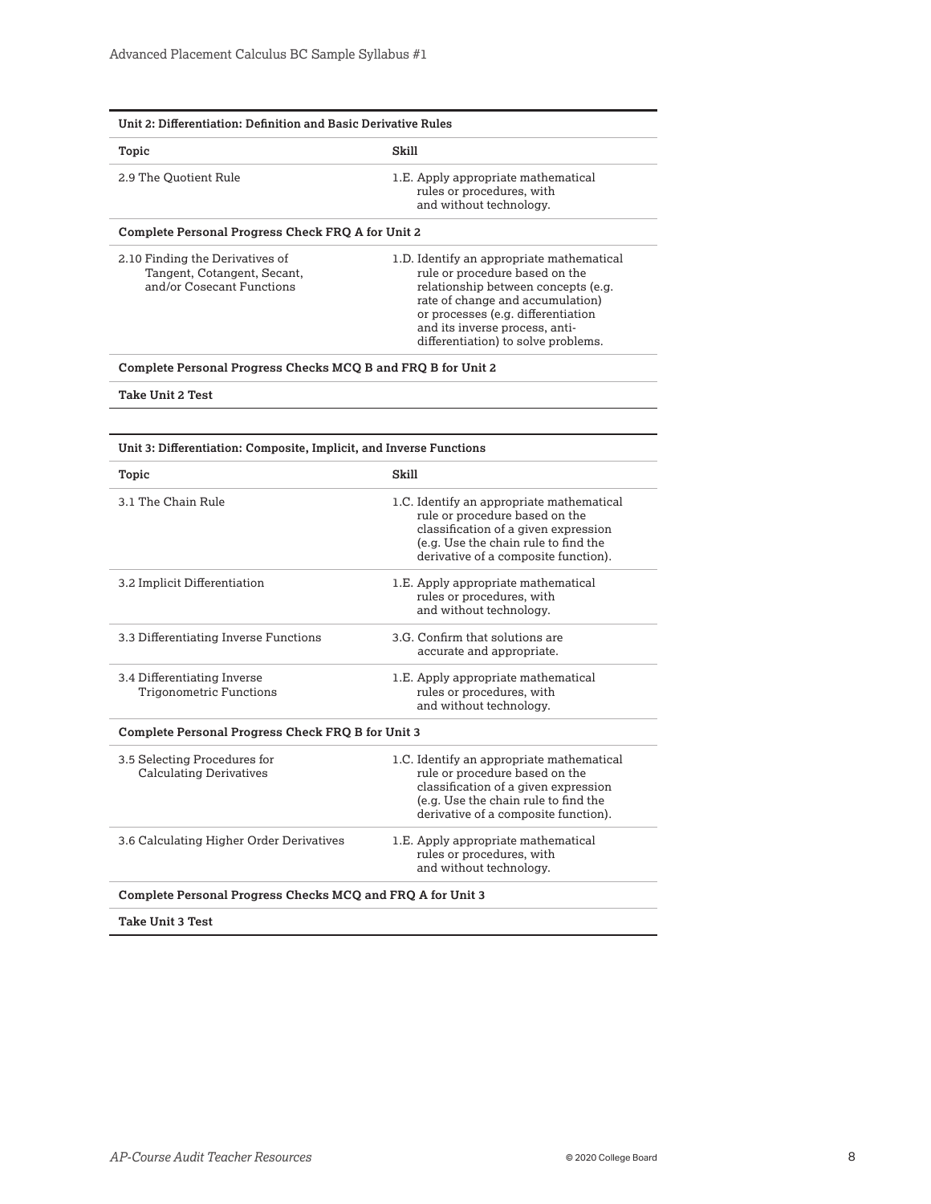| Unit 2: Differentiation: Definition and Basic Derivative Rules | |
|---|---|
| **Topic** | **Skill** |
| 2.9 The Quotient Rule | 1.E. Apply appropriate mathematical rules or procedures, with and without technology. |
| **Complete Personal Progress Check FRQ A for Unit 2** | |
| 2.10 Finding the Derivatives of Tangent, Cotangent, Secant, and/or Cosecant Functions | 1.D. Identify an appropriate mathematical rule or procedure based on the relationship between concepts (e.g. rate of change and accumulation) or processes (e.g. differentiation and its inverse process, anti-differentiation) to solve problems. |
| **Complete Personal Progress Checks MCQ B and FRQ B for Unit 2** | |
| **Take Unit 2 Test** | |

| Unit 3: Differentiation: Composite, Implicit, and Inverse Functions | |
|---|---|
| **Topic** | **Skill** |
| 3.1 The Chain Rule | 1.C. Identify an appropriate mathematical rule or procedure based on the classification of a given expression (e.g. Use the chain rule to find the derivative of a composite function). |
| 3.2 Implicit Differentiation | 1.E. Apply appropriate mathematical rules or procedures, with and without technology. |
| 3.3 Differentiating Inverse Functions | 3.G. Confirm that solutions are accurate and appropriate. |
| 3.4 Differentiating Inverse Trigonometric Functions | 1.E. Apply appropriate mathematical rules or procedures, with and without technology. |
| **Complete Personal Progress Check FRQ B for Unit 3** | |
| 3.5 Selecting Procedures for Calculating Derivatives | 1.C. Identify an appropriate mathematical rule or procedure based on the classification of a given expression (e.g. Use the chain rule to find the derivative of a composite function). |
| 3.6 Calculating Higher Order Derivatives | 1.E. Apply appropriate mathematical rules or procedures, with and without technology. |
| **Complete Personal Progress Checks MCQ and FRQ A for Unit 3** | |
| **Take Unit 3 Test** | |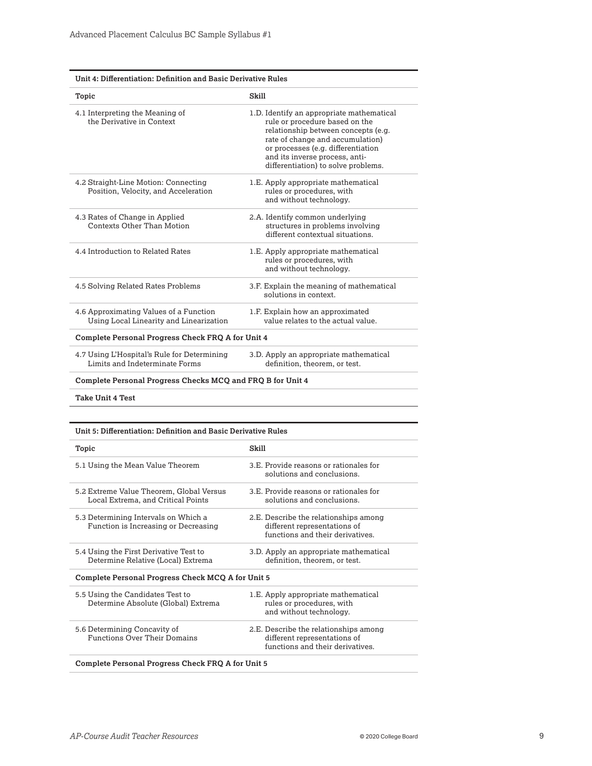| Unit 4: Differentiation: Definition and Basic Derivative Rules | |
|---|---|
| **Topic** | **Skill** |
| 4.1 Interpreting the Meaning of the Derivative in Context | 1.D. Identify an appropriate mathematical rule or procedure based on the relationship between concepts (e.g. rate of change and accumulation) or processes (e.g. differentiation and its inverse process, anti-differentiation) to solve problems. |
| 4.2 Straight-Line Motion: Connecting Position, Velocity, and Acceleration | 1.E. Apply appropriate mathematical rules or procedures, with and without technology. |
| 4.3 Rates of Change in Applied Contexts Other Than Motion | 2.A. Identify common underlying structures in problems involving different contextual situations. |
| 4.4 Introduction to Related Rates | 1.E. Apply appropriate mathematical rules or procedures, with and without technology. |
| 4.5 Solving Related Rates Problems | 3.F. Explain the meaning of mathematical solutions in context. |
| 4.6 Approximating Values of a Function Using Local Linearity and Linearization | 1.F. Explain how an approximated value relates to the actual value. |
| **Complete Personal Progress Check FRQ A for Unit 4** | |
| 4.7 Using L'Hospital's Rule for Determining Limits and Indeterminate Forms | 3.D. Apply an appropriate mathematical definition, theorem, or test. |
| **Complete Personal Progress Checks MCQ and FRQ B for Unit 4** | |
| **Take Unit 4 Test** | |

| Unit 5: Differentiation: Definition and Basic Derivative Rules | |
|---|---|
| **Topic** | **Skill** |
| 5.1 Using the Mean Value Theorem | 3.E. Provide reasons or rationales for solutions and conclusions. |
| 5.2 Extreme Value Theorem, Global Versus Local Extrema, and Critical Points | 3.E. Provide reasons or rationales for solutions and conclusions. |
| 5.3 Determining Intervals on Which a Function is Increasing or Decreasing | 2.E. Describe the relationships among different representations of functions and their derivatives. |
| 5.4 Using the First Derivative Test to Determine Relative (Local) Extrema | 3.D. Apply an appropriate mathematical definition, theorem, or test. |
| **Complete Personal Progress Check MCQ A for Unit 5** | |
| 5.5 Using the Candidates Test to Determine Absolute (Global) Extrema | 1.E. Apply appropriate mathematical rules or procedures, with and without technology. |
| 5.6 Determining Concavity of Functions Over Their Domains | 2.E. Describe the relationships among different representations of functions and their derivatives. |
| **Complete Personal Progress Check FRQ A for Unit 5** | |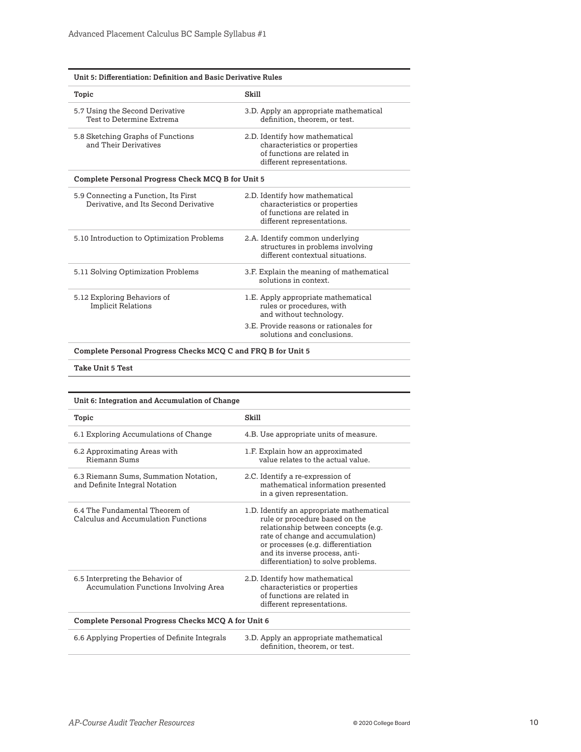| Unit 5: Differentiation: Definition and Basic Derivative Rules | |
|---|---|
| **Topic** | **Skill** |
| 5.7 Using the Second Derivative Test to Determine Extrema | 3.D. Apply an appropriate mathematical definition, theorem, or test. |
| 5.8 Sketching Graphs of Functions and Their Derivatives | 2.D. Identify how mathematical characteristics or properties of functions are related in different representations. |
| **Complete Personal Progress Check MCQ B for Unit 5** | |
| 5.9 Connecting a Function, Its First Derivative, and Its Second Derivative | 2.D. Identify how mathematical characteristics or properties of functions are related in different representations. |
| 5.10 Introduction to Optimization Problems | 2.A. Identify common underlying structures in problems involving different contextual situations. |
| 5.11 Solving Optimization Problems | 3.F. Explain the meaning of mathematical solutions in context. |
| 5.12 Exploring Behaviors of Implicit Relations | 1.E. Apply appropriate mathematical rules or procedures, with and without technology.<br>3.E. Provide reasons or rationales for solutions and conclusions. |
| **Complete Personal Progress Checks MCQ C and FRQ B for Unit 5** | |
| **Take Unit 5 Test** | |

| Unit 6: Integration and Accumulation of Change | |
|---|---|
| **Topic** | **Skill** |
| 6.1 Exploring Accumulations of Change | 4.B. Use appropriate units of measure. |
| 6.2 Approximating Areas with Riemann Sums | 1.F. Explain how an approximated value relates to the actual value. |
| 6.3 Riemann Sums, Summation Notation, and Definite Integral Notation | 2.C. Identify a re-expression of mathematical information presented in a given representation. |
| 6.4 The Fundamental Theorem of Calculus and Accumulation Functions | 1.D. Identify an appropriate mathematical rule or procedure based on the relationship between concepts (e.g. rate of change and accumulation) or processes (e.g. differentiation and its inverse process, anti-differentiation) to solve problems. |
| 6.5 Interpreting the Behavior of Accumulation Functions Involving Area | 2.D. Identify how mathematical characteristics or properties of functions are related in different representations. |
| **Complete Personal Progress Checks MCQ A for Unit 6** | |
| 6.6 Applying Properties of Definite Integrals | 3.D. Apply an appropriate mathematical definition, theorem, or test. |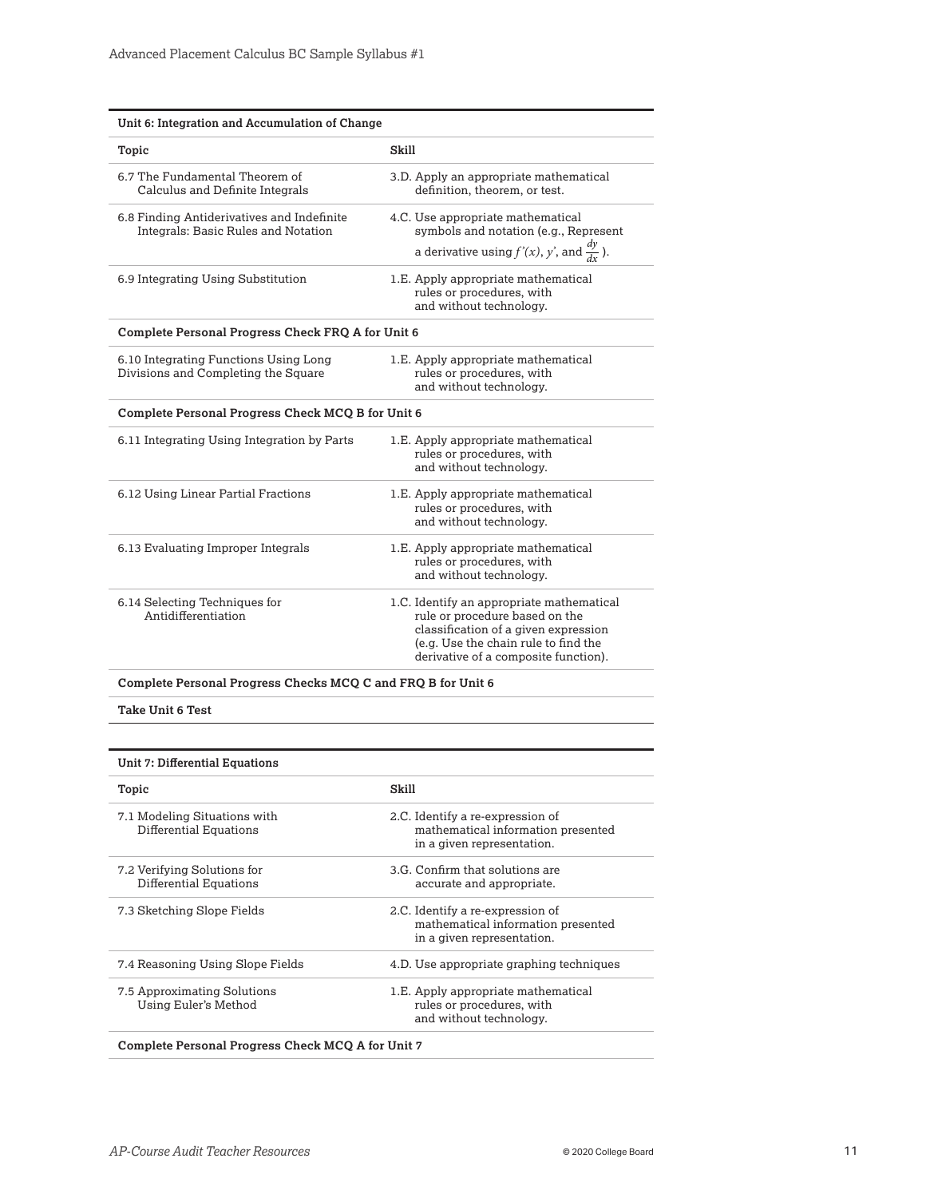| Unit 6: Integration and Accumulation of Change | |
|---|---|
| **Topic** | **Skill** |
| 6.7 The Fundamental Theorem of Calculus and Definite Integrals | 3.D. Apply an appropriate mathematical definition, theorem, or test. |
| 6.8 Finding Antiderivatives and Indefinite Integrals: Basic Rules and Notation | 4.C. Use appropriate mathematical symbols and notation (e.g., Represent a derivative using $f'(x)$, $y'$, and $\frac{dy}{dx}$). |
| 6.9 Integrating Using Substitution | 1.E. Apply appropriate mathematical rules or procedures, with and without technology. |
| **Complete Personal Progress Check FRQ A for Unit 6** | |
| 6.10 Integrating Functions Using Long Divisions and Completing the Square | 1.E. Apply appropriate mathematical rules or procedures, with and without technology. |
| **Complete Personal Progress Check MCQ B for Unit 6** | |
| 6.11 Integrating Using Integration by Parts | 1.E. Apply appropriate mathematical rules or procedures, with and without technology. |
| 6.12 Using Linear Partial Fractions | 1.E. Apply appropriate mathematical rules or procedures, with and without technology. |
| 6.13 Evaluating Improper Integrals | 1.E. Apply appropriate mathematical rules or procedures, with and without technology. |
| 6.14 Selecting Techniques for Antidifferentiation | 1.C. Identify an appropriate mathematical rule or procedure based on the classification of a given expression (e.g. Use the chain rule to find the derivative of a composite function). |
| **Complete Personal Progress Checks MCQ C and FRQ B for Unit 6** | |
| **Take Unit 6 Test** | |

| Unit 7: Differential Equations | |
|---|---|
| **Topic** | **Skill** |
| 7.1 Modeling Situations with Differential Equations | 2.C. Identify a re-expression of mathematical information presented in a given representation. |
| 7.2 Verifying Solutions for Differential Equations | 3.G. Confirm that solutions are accurate and appropriate. |
| 7.3 Sketching Slope Fields | 2.C. Identify a re-expression of mathematical information presented in a given representation. |
| 7.4 Reasoning Using Slope Fields | 4.D. Use appropriate graphing techniques |
| 7.5 Approximating Solutions Using Euler's Method | 1.E. Apply appropriate mathematical rules or procedures, with and without technology. |
| **Complete Personal Progress Check MCQ A for Unit 7** | |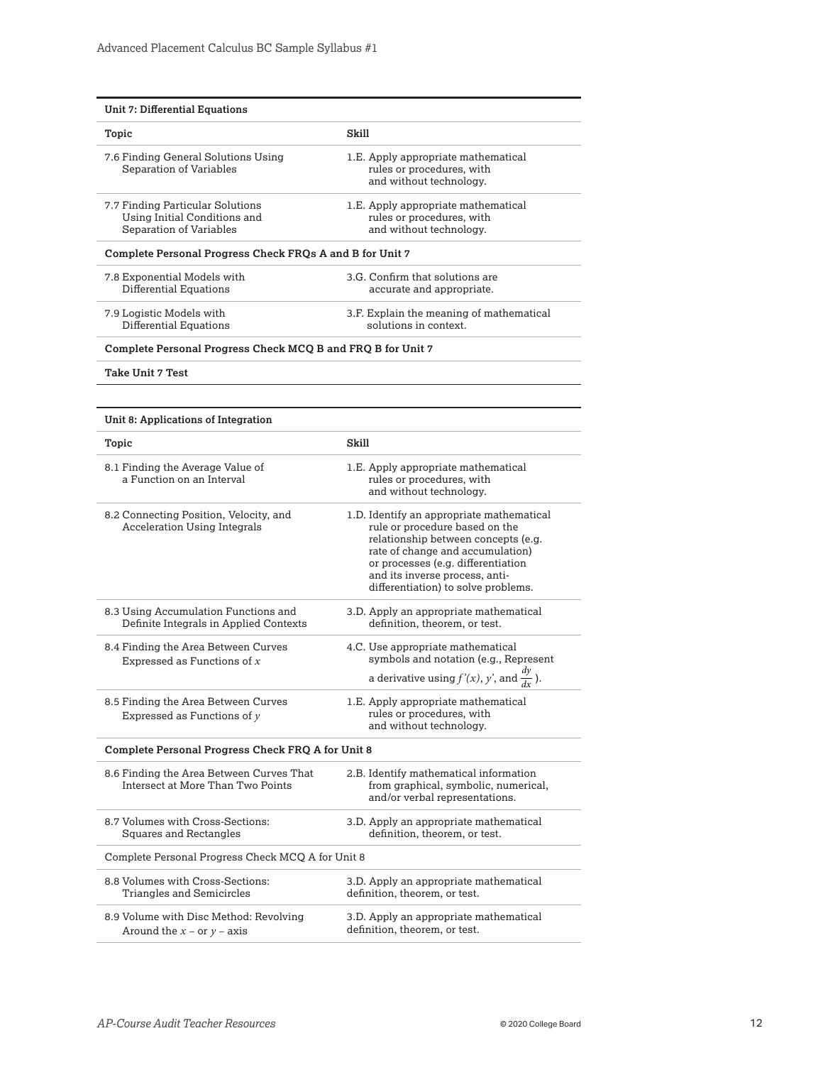| Unit 7: Differential Equations | |
|---|---|
| **Topic** | **Skill** |
| 7.6 Finding General Solutions Using Separation of Variables | 1.E. Apply appropriate mathematical rules or procedures, with and without technology. |
| 7.7 Finding Particular Solutions Using Initial Conditions and Separation of Variables | 1.E. Apply appropriate mathematical rules or procedures, with and without technology. |
| **Complete Personal Progress Check FRQs A and B for Unit 7** | |
| 7.8 Exponential Models with Differential Equations | 3.G. Confirm that solutions are accurate and appropriate. |
| 7.9 Logistic Models with Differential Equations | 3.F. Explain the meaning of mathematical solutions in context. |
| **Complete Personal Progress Check MCQ B and FRQ B for Unit 7** | |
| **Take Unit 7 Test** | |

| Unit 8: Applications of Integration | |
|---|---|
| **Topic** | **Skill** |
| 8.1 Finding the Average Value of a Function on an Interval | 1.E. Apply appropriate mathematical rules or procedures, with and without technology. |
| 8.2 Connecting Position, Velocity, and Acceleration Using Integrals | 1.D. Identify an appropriate mathematical rule or procedure based on the relationship between concepts (e.g. rate of change and accumulation) or processes (e.g. differentiation and its inverse process, anti-differentiation) to solve problems. |
| 8.3 Using Accumulation Functions and Definite Integrals in Applied Contexts | 3.D. Apply an appropriate mathematical definition, theorem, or test. |
| 8.4 Finding the Area Between Curves Expressed as Functions of $x$ | 4.C. Use appropriate mathematical symbols and notation (e.g., Represent a derivative using $f'(x)$, $y'$, and $\frac{dy}{dx}$). |
| 8.5 Finding the Area Between Curves Expressed as Functions of $y$ | 1.E. Apply appropriate mathematical rules or procedures, with and without technology. |
| **Complete Personal Progress Check FRQ A for Unit 8** | |
| 8.6 Finding the Area Between Curves That Intersect at More Than Two Points | 2.B. Identify mathematical information from graphical, symbolic, numerical, and/or verbal representations. |
| 8.7 Volumes with Cross-Sections: Squares and Rectangles | 3.D. Apply an appropriate mathematical definition, theorem, or test. |
| Complete Personal Progress Check MCQ A for Unit 8 | |
| 8.8 Volumes with Cross-Sections: Triangles and Semicircles | 3.D. Apply an appropriate mathematical definition, theorem, or test. |
| 8.9 Volume with Disc Method: Revolving Around the $x$ – or $y$ – axis | 3.D. Apply an appropriate mathematical definition, theorem, or test. |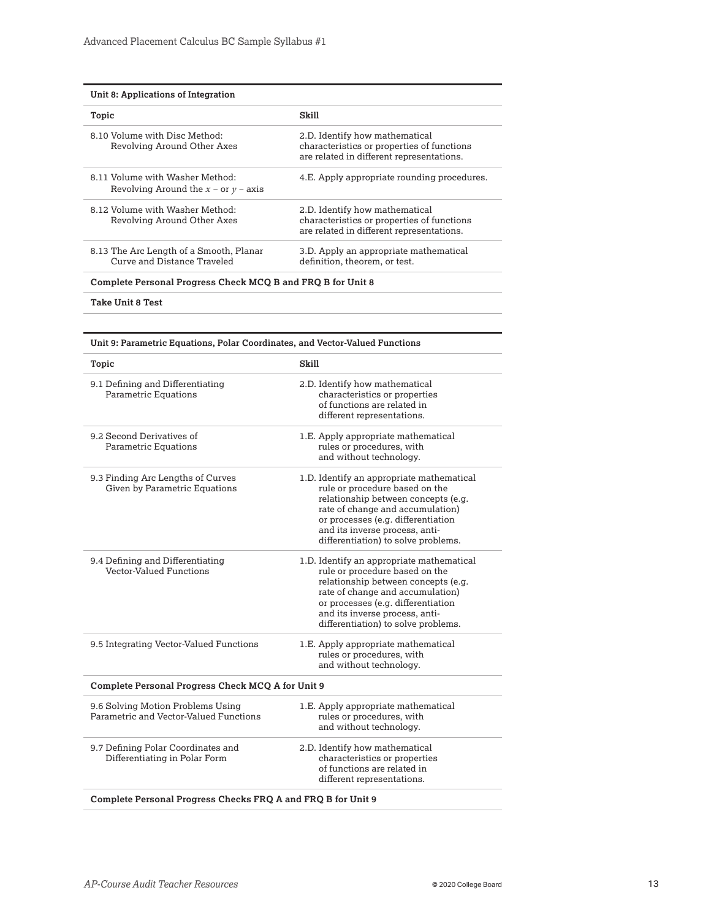| Unit 8: Applications of Integration | |
|---|---|
| **Topic** | **Skill** |
| 8.10 Volume with Disc Method: Revolving Around Other Axes | 2.D. Identify how mathematical characteristics or properties of functions are related in different representations. |
| 8.11 Volume with Washer Method: Revolving Around the $x$ – or $y$ – axis | 4.E. Apply appropriate rounding procedures. |
| 8.12 Volume with Washer Method: Revolving Around Other Axes | 2.D. Identify how mathematical characteristics or properties of functions are related in different representations. |
| 8.13 The Arc Length of a Smooth, Planar Curve and Distance Traveled | 3.D. Apply an appropriate mathematical definition, theorem, or test. |
| **Complete Personal Progress Check MCQ B and FRQ B for Unit 8** | |
| **Take Unit 8 Test** | |

| Unit 9: Parametric Equations, Polar Coordinates, and Vector-Valued Functions | |
|---|---|
| **Topic** | **Skill** |
| 9.1 Defining and Differentiating Parametric Equations | 2.D. Identify how mathematical characteristics or properties of functions are related in different representations. |
| 9.2 Second Derivatives of Parametric Equations | 1.E. Apply appropriate mathematical rules or procedures, with and without technology. |
| 9.3 Finding Arc Lengths of Curves Given by Parametric Equations | 1.D. Identify an appropriate mathematical rule or procedure based on the relationship between concepts (e.g. rate of change and accumulation) or processes (e.g. differentiation and its inverse process, anti-differentiation) to solve problems. |
| 9.4 Defining and Differentiating Vector-Valued Functions | 1.D. Identify an appropriate mathematical rule or procedure based on the relationship between concepts (e.g. rate of change and accumulation) or processes (e.g. differentiation and its inverse process, anti-differentiation) to solve problems. |
| 9.5 Integrating Vector-Valued Functions | 1.E. Apply appropriate mathematical rules or procedures, with and without technology. |
| **Complete Personal Progress Check MCQ A for Unit 9** | |
| 9.6 Solving Motion Problems Using Parametric and Vector-Valued Functions | 1.E. Apply appropriate mathematical rules or procedures, with and without technology. |
| 9.7 Defining Polar Coordinates and Differentiating in Polar Form | 2.D. Identify how mathematical characteristics or properties of functions are related in different representations. |
| **Complete Personal Progress Checks FRQ A and FRQ B for Unit 9** | |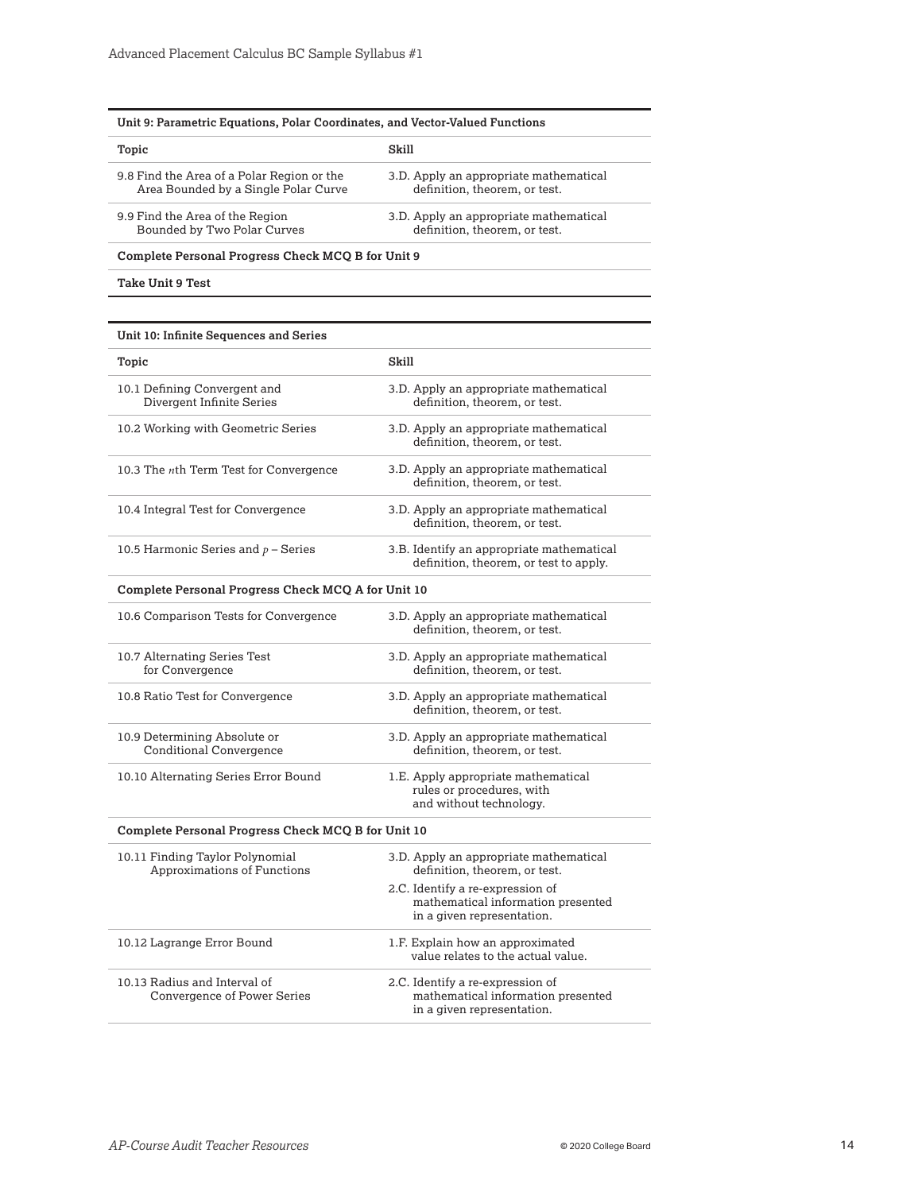| Unit 9: Parametric Equations, Polar Coordinates, and Vector-Valued Functions | |
|---|---|
| **Topic** | **Skill** |
| 9.8 Find the Area of a Polar Region or the Area Bounded by a Single Polar Curve | 3.D. Apply an appropriate mathematical definition, theorem, or test. |
| 9.9 Find the Area of the Region Bounded by Two Polar Curves | 3.D. Apply an appropriate mathematical definition, theorem, or test. |
| **Complete Personal Progress Check MCQ B for Unit 9** | |
| **Take Unit 9 Test** | |

| Unit 10: Infinite Sequences and Series | |
|---|---|
| **Topic** | **Skill** |
| 10.1 Defining Convergent and Divergent Infinite Series | 3.D. Apply an appropriate mathematical definition, theorem, or test. |
| 10.2 Working with Geometric Series | 3.D. Apply an appropriate mathematical definition, theorem, or test. |
| 10.3 The $n$th Term Test for Convergence | 3.D. Apply an appropriate mathematical definition, theorem, or test. |
| 10.4 Integral Test for Convergence | 3.D. Apply an appropriate mathematical definition, theorem, or test. |
| 10.5 Harmonic Series and $p$ – Series | 3.B. Identify an appropriate mathematical definition, theorem, or test to apply. |
| **Complete Personal Progress Check MCQ A for Unit 10** | |
| 10.6 Comparison Tests for Convergence | 3.D. Apply an appropriate mathematical definition, theorem, or test. |
| 10.7 Alternating Series Test for Convergence | 3.D. Apply an appropriate mathematical definition, theorem, or test. |
| 10.8 Ratio Test for Convergence | 3.D. Apply an appropriate mathematical definition, theorem, or test. |
| 10.9 Determining Absolute or Conditional Convergence | 3.D. Apply an appropriate mathematical definition, theorem, or test. |
| 10.10 Alternating Series Error Bound | 1.E. Apply appropriate mathematical rules or procedures, with and without technology. |
| **Complete Personal Progress Check MCQ B for Unit 10** | |
| 10.11 Finding Taylor Polynomial Approximations of Functions | 3.D. Apply an appropriate mathematical definition, theorem, or test.<br>2.C. Identify a re-expression of mathematical information presented in a given representation. |
| 10.12 Lagrange Error Bound | 1.F. Explain how an approximated value relates to the actual value. |
| 10.13 Radius and Interval of Convergence of Power Series | 2.C. Identify a re-expression of mathematical information presented in a given representation. |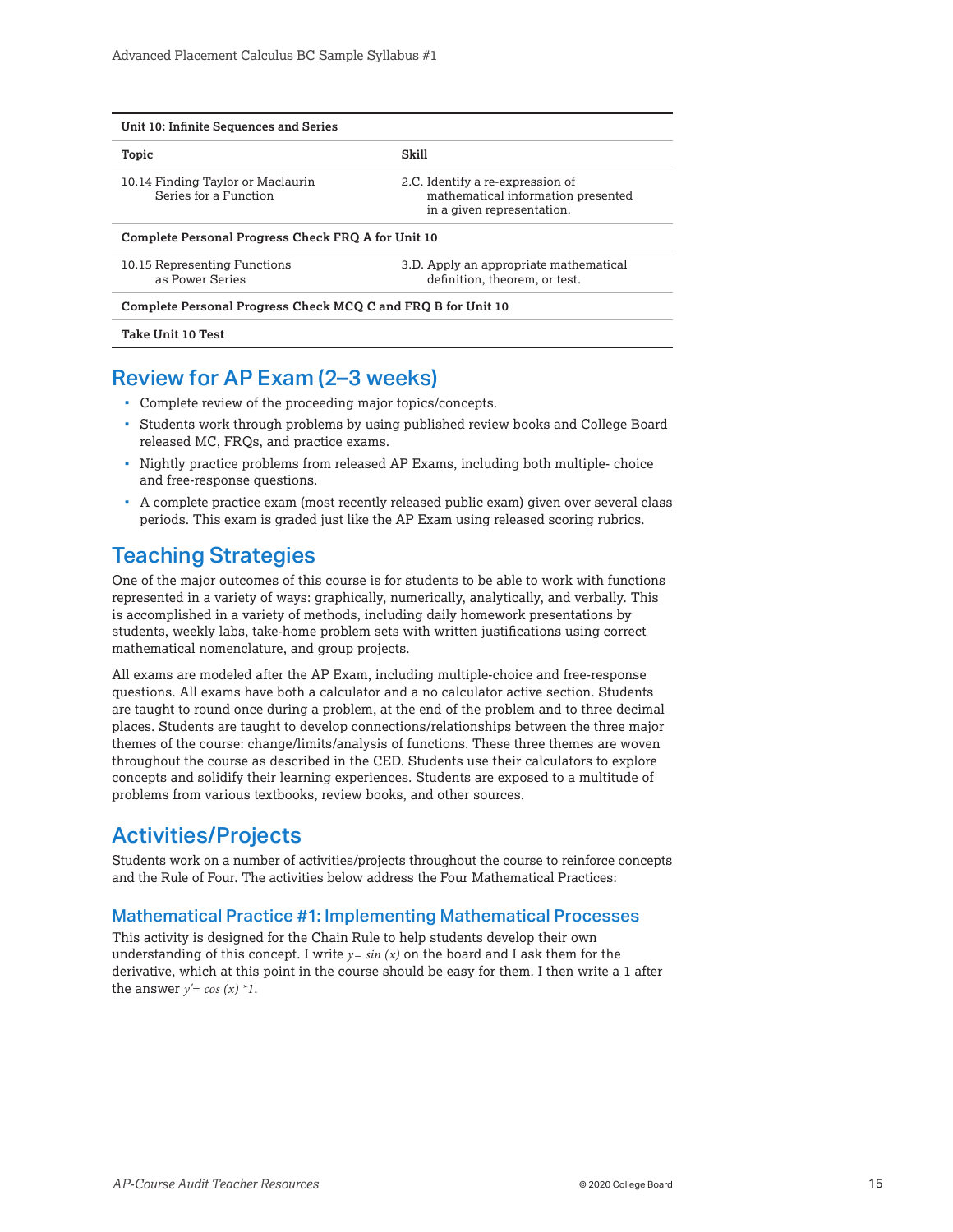| Unit 10: Infinite Sequences and Series | |
|---|---|
| **Topic** | **Skill** |
| 10.14 Finding Taylor or Maclaurin Series for a Function | 2.C. Identify a re-expression of mathematical information presented in a given representation. |
| **Complete Personal Progress Check FRQ A for Unit 10** | |
| 10.15 Representing Functions as Power Series | 3.D. Apply an appropriate mathematical definition, theorem, or test. |
| **Complete Personal Progress Check MCQ C and FRQ B for Unit 10** | |
| **Take Unit 10 Test** | |

## Review for AP Exam (2–3 weeks)

- Complete review of the proceeding major topics/concepts.
- Students work through problems by using published review books and College Board released MC, FRQs, and practice exams.
- Nightly practice problems from released AP Exams, including both multiple- choice and free-response questions.
- A complete practice exam (most recently released public exam) given over several class periods. This exam is graded just like the AP Exam using released scoring rubrics.

## Teaching Strategies

One of the major outcomes of this course is for students to be able to work with functions represented in a variety of ways: graphically, numerically, analytically, and verbally. This is accomplished in a variety of methods, including daily homework presentations by students, weekly labs, take-home problem sets with written justifications using correct mathematical nomenclature, and group projects.

All exams are modeled after the AP Exam, including multiple-choice and free-response questions. All exams have both a calculator and a no calculator active section. Students are taught to round once during a problem, at the end of the problem and to three decimal places. Students are taught to develop connections/relationships between the three major themes of the course: change/limits/analysis of functions. These three themes are woven throughout the course as described in the CED. Students use their calculators to explore concepts and solidify their learning experiences. Students are exposed to a multitude of problems from various textbooks, review books, and other sources.

## Activities/Projects

Students work on a number of activities/projects throughout the course to reinforce concepts and the Rule of Four. The activities below address the Four Mathematical Practices:

### Mathematical Practice #1: Implementing Mathematical Processes

This activity is designed for the Chain Rule to help students develop their own understanding of this concept. I write $y = \sin(x)$ on the board and I ask them for the derivative, which at this point in the course should be easy for them. I then write a 1 after the answer $y' = \cos(x) * 1$.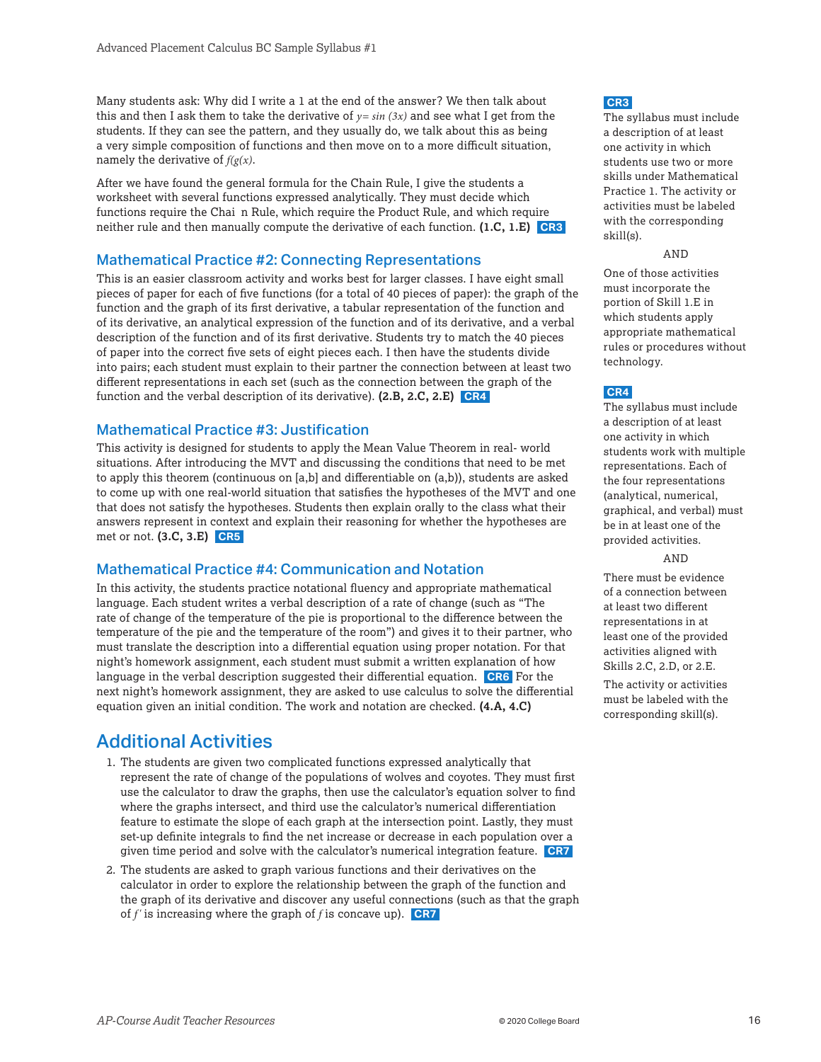Many students ask: Why did I write a 1 at the end of the answer? We then talk about this and then I ask them to take the derivative of $y = \sin(3x)$ and see what I get from the students. If they can see the pattern, and they usually do, we talk about this as being a very simple composition of functions and then move on to a more difficult situation, namely the derivative of $f(g(x))$.

After we have found the general formula for the Chain Rule, I give the students a worksheet with several functions expressed analytically. They must decide which functions require the Chai n Rule, which require the Product Rule, and which require neither rule and then manually compute the derivative of each function. **(1.C, 1.E)** CR3

## Mathematical Practice #2: Connecting Representations

This is an easier classroom activity and works best for larger classes. I have eight small pieces of paper for each of five functions (for a total of 40 pieces of paper): the graph of the function and the graph of its first derivative, a tabular representation of the function and of its derivative, an analytical expression of the function and of its derivative, and a verbal description of the function and of its first derivative. Students try to match the 40 pieces of paper into the correct five sets of eight pieces each. I then have the students divide into pairs; each student must explain to their partner the connection between at least two different representations in each set (such as the connection between the graph of the function and the verbal description of its derivative). **(2.B, 2.C, 2.E)** CR4

## Mathematical Practice #3: Justification

This activity is designed for students to apply the Mean Value Theorem in real- world situations. After introducing the MVT and discussing the conditions that need to be met to apply this theorem (continuous on [a,b] and differentiable on (a,b)), students are asked to come up with one real-world situation that satisfies the hypotheses of the MVT and one that does not satisfy the hypotheses. Students then explain orally to the class what their answers represent in context and explain their reasoning for whether the hypotheses are met or not. **(3.C, 3.E)** CR5

## Mathematical Practice #4: Communication and Notation

In this activity, the students practice notational fluency and appropriate mathematical language. Each student writes a verbal description of a rate of change (such as "The rate of change of the temperature of the pie is proportional to the difference between the temperature of the pie and the temperature of the room") and gives it to their partner, who must translate the description into a differential equation using proper notation. For that night's homework assignment, each student must submit a written explanation of how language in the verbal description suggested their differential equation. CR6 For the next night's homework assignment, they are asked to use calculus to solve the differential equation given an initial condition. The work and notation are checked. **(4.A, 4.C)**

# Additional Activities

1. The students are given two complicated functions expressed analytically that represent the rate of change of the populations of wolves and coyotes. They must first use the calculator to draw the graphs, then use the calculator's equation solver to find where the graphs intersect, and third use the calculator's numerical differentiation feature to estimate the slope of each graph at the intersection point. Lastly, they must set-up definite integrals to find the net increase or decrease in each population over a given time period and solve with the calculator's numerical integration feature. CR7
2. The students are asked to graph various functions and their derivatives on the calculator in order to explore the relationship between the graph of the function and the graph of its derivative and discover any useful connections (such as that the graph of $f'$ is increasing where the graph of $f$ is concave up). CR7

**CR3**

The syllabus must include a description of at least one activity in which students use two or more skills under Mathematical Practice 1. The activity or activities must be labeled with the corresponding skill(s).

AND

One of those activities must incorporate the portion of Skill 1.E in which students apply appropriate mathematical rules or procedures without technology.

**CR4**

The syllabus must include a description of at least one activity in which students work with multiple representations. Each of the four representations (analytical, numerical, graphical, and verbal) must be in at least one of the provided activities.

AND

There must be evidence of a connection between at least two different representations in at least one of the provided activities aligned with Skills 2.C, 2.D, or 2.E.

The activity or activities must be labeled with the corresponding skill(s).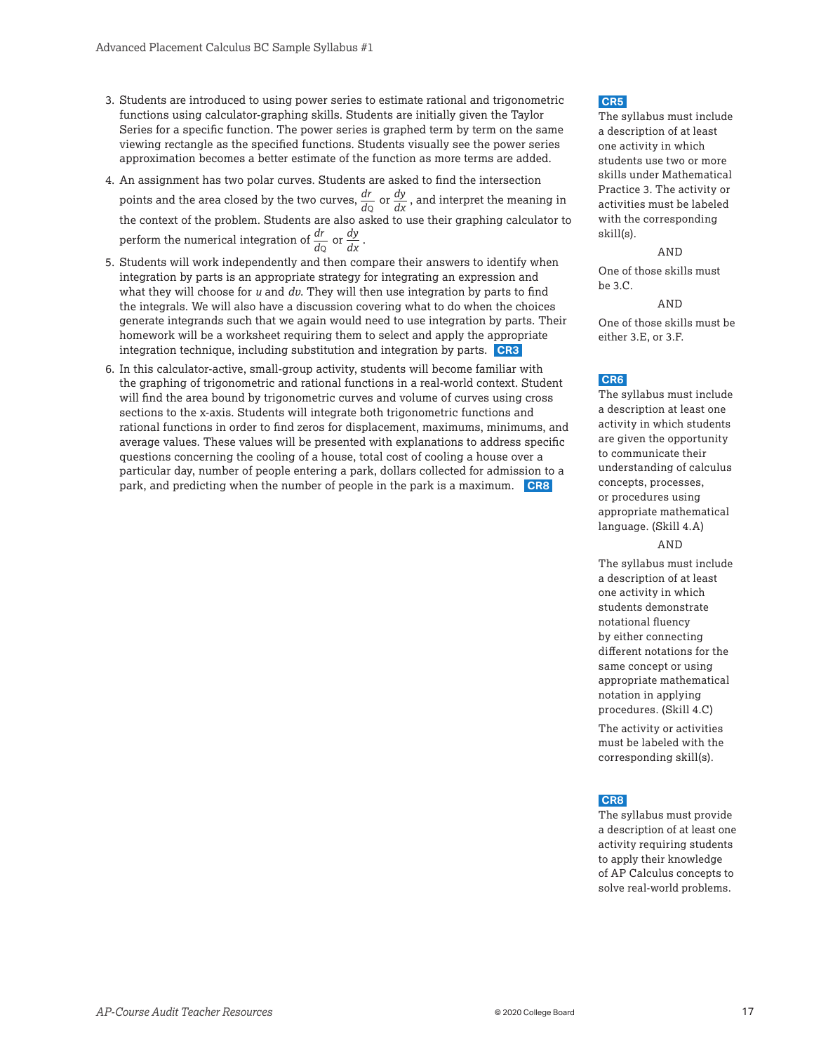3. Students are introduced to using power series to estimate rational and trigonometric functions using calculator-graphing skills. Students are initially given the Taylor Series for a specific function. The power series is graphed term by term on the same viewing rectangle as the specified functions. Students visually see the power series approximation becomes a better estimate of the function as more terms are added.

4. An assignment has two polar curves. Students are asked to find the intersection points and the area closed by the two curves, $\frac{dr}{d\theta}$ or $\frac{dy}{dx}$, and interpret the meaning in the context of the problem. Students are also asked to use their graphing calculator to perform the numerical integration of $\frac{dr}{d\theta}$ or $\frac{dy}{dx}$.

5. Students will work independently and then compare their answers to identify when integration by parts is an appropriate strategy for integrating an expression and what they will choose for *u* and *dv*. They will then use integration by parts to find the integrals. We will also have a discussion covering what to do when the choices generate integrands such that we again would need to use integration by parts. Their homework will be a worksheet requiring them to select and apply the appropriate integration technique, including substitution and integration by parts. **CR3**

6. In this calculator-active, small-group activity, students will become familiar with the graphing of trigonometric and rational functions in a real-world context. Student will find the area bound by trigonometric curves and volume of curves using cross sections to the x-axis. Students will integrate both trigonometric functions and rational functions in order to find zeros for displacement, maximums, minimums, and average values. These values will be presented with explanations to address specific questions concerning the cooling of a house, total cost of cooling a house over a particular day, number of people entering a park, dollars collected for admission to a park, and predicting when the number of people in the park is a maximum. **CR8**

**CR5**
The syllabus must include a description of at least one activity in which students use two or more skills under Mathematical Practice 3. The activity or activities must be labeled with the corresponding skill(s).

AND

One of those skills must be 3.C.

AND

One of those skills must be either 3.E, or 3.F.

**CR6**
The syllabus must include a description at least one activity in which students are given the opportunity to communicate their understanding of calculus concepts, processes, or procedures using appropriate mathematical language. (Skill 4.A)

AND

The syllabus must include a description of at least one activity in which students demonstrate notational fluency by either connecting different notations for the same concept or using appropriate mathematical notation in applying procedures. (Skill 4.C)

The activity or activities must be labeled with the corresponding skill(s).

**CR8**
The syllabus must provide a description of at least one activity requiring students to apply their knowledge of AP Calculus concepts to solve real-world problems.